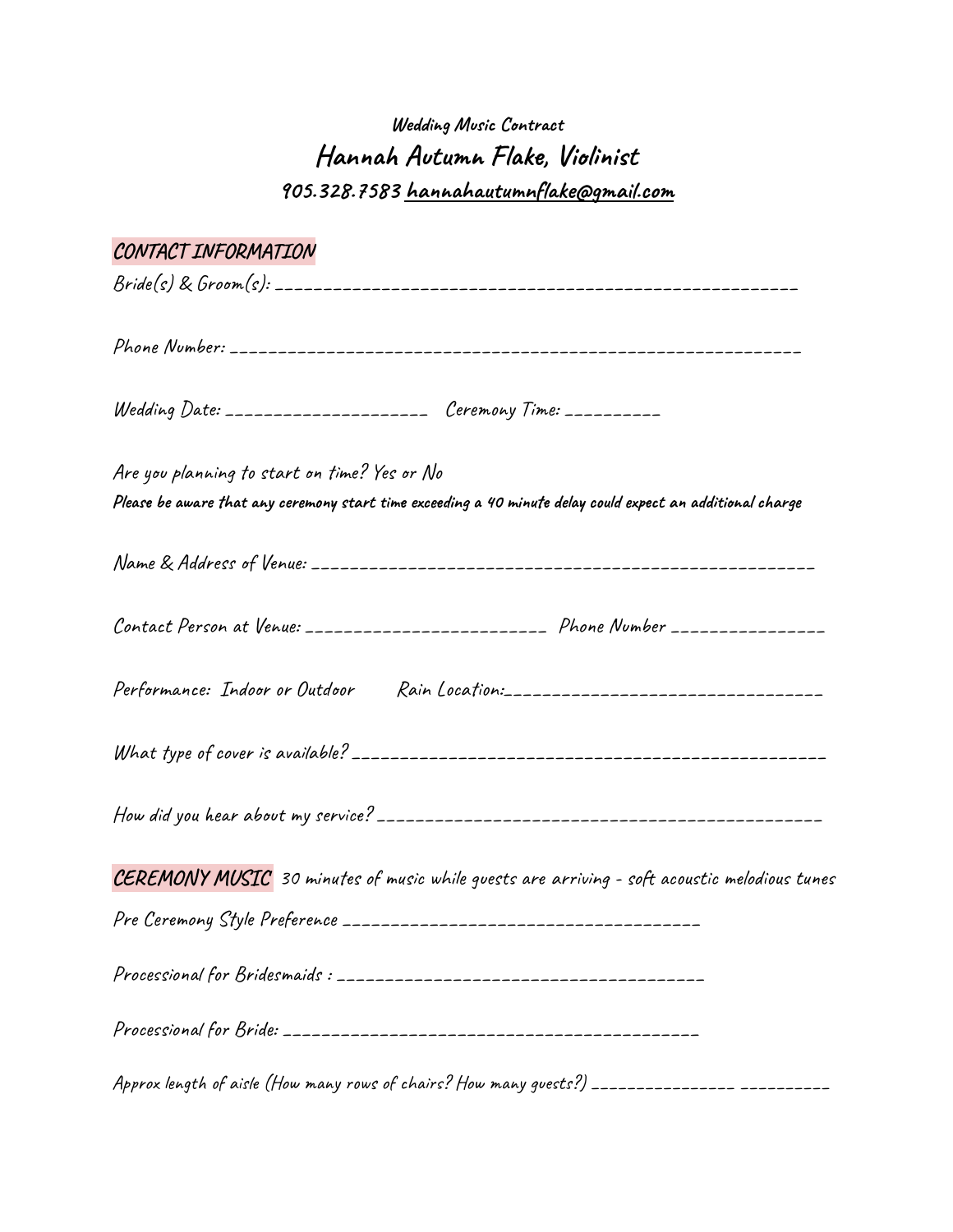**Wedding Music Contract**

# Hannah Autumn Flake, Violinist

**905.328.7583 hannahautumnflake@gmail.com**

## CONTACT INFORMATION

Bride(s) & Groom(s): ____________________________________________________

Phone Number: __________________________________________________________

Wedding Date: _____________________ Ceremony Time: __________

Are you planning to start on time? Yes or No

**Please be aware that any ceremony start time exceeding a 40 minute delay could expect an additional charge**

Name & Address of Venue: ______________________________________________

Contact Person at Venue: _________________________ Phone Number _______________

Performance: Indoor or Outdoor Rain Location:________________________________

What type of cover is available? _________________________________________

How did you hear about my service? ______________________________________

## CEREMONY MUSIC

30 minutes of music while guests are arriving - soft acoustic melodious tunes

Pre Ceremony Style Preference _____________________________________

Processional for Bridesmaids : _____________________________________

Processional for Bride: _________________________________________

Approx length of aisle (How many rows of chairs? How many guests?) ________________ __________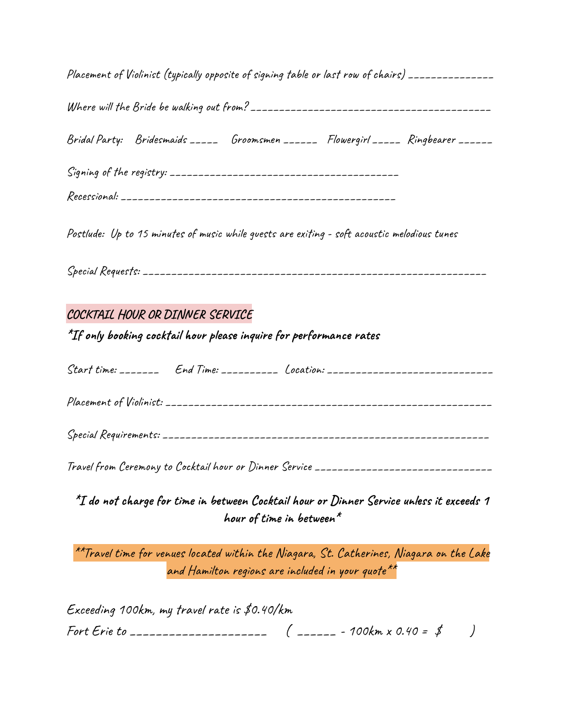Placement of Violinist (typically opposite of signing table or last row of chairs) _______________

Where will the Bride be walking out from? ___________________________________________

Bridal Party: Bridesmaids _____ Groomsmen ______ Flowergirl _____ Ringbearer ______

Signing of the registry: _________________________________________

Recessional: ___________________________________________________

Postlude: Up to 15 minutes of music while guests are exiting - soft acoustic melodious tunes

Special Requests: ____________________________________________________________

## COCKTAIL HOUR OR DINNER SERVICE

**\*If only booking cocktail hour please inquire for performance rates**

Start time: _______ End Time: __________ Location: _____________________________

Placement of Violinist: ___________________________________________________________

Special Requirements: _____________________________________________________________

Travel from Ceremony to Cocktail hour or Dinner Service ______________________________

**\*I do not charge for time in between Cocktail hour or Dinner Service unless it exceeds 1 hour of time in between\***

\*\*Travel time for venues located within the Niagara, St. Catherines, Niagara on the Lake and Hamilton regions are included in your quote\*\*

Exceeding 100km, my travel rate is $0.40/km

Fort Erie to _____________________ ( ______ - 100km x 0.40 = $ )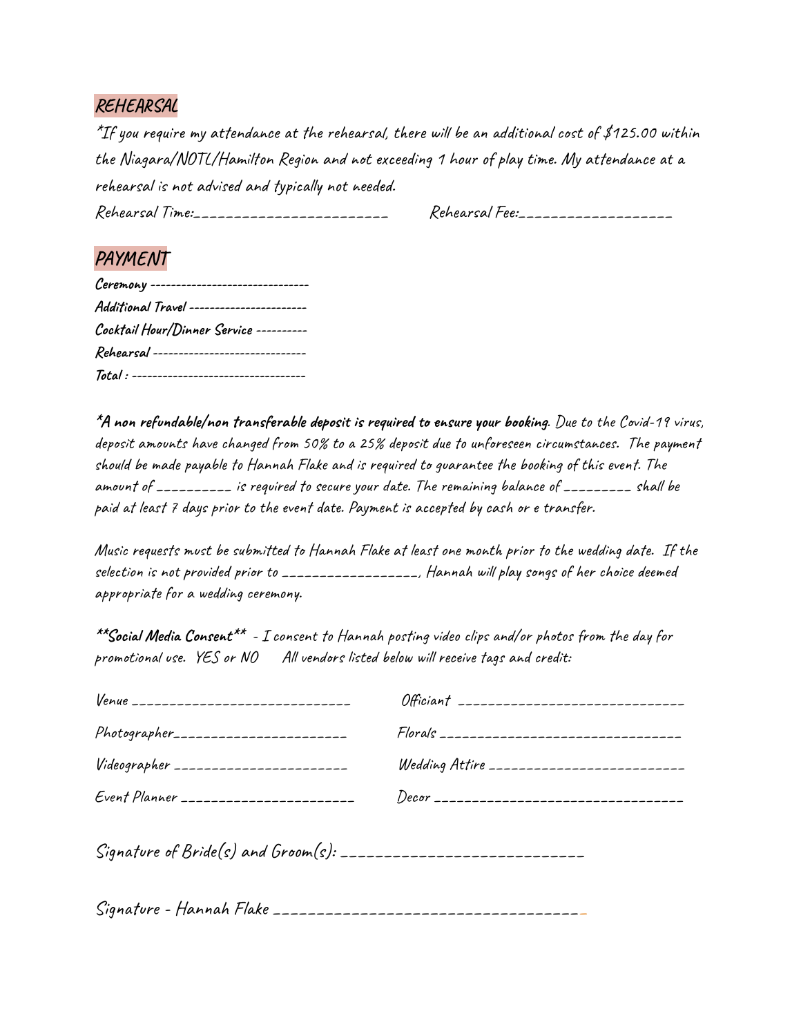## REHEARSAL

*If you require my attendance at the rehearsal, there will be an additional cost of $125.00 within the Niagara/NOTL/Hamilton Region and not exceeding 1 hour of play time. My attendance at a rehearsal is not advised and typically not needed.

Rehearsal Time:________________________ Rehearsal Fee:__________________

## PAYMENT

**Ceremony** -------------------------------
**Additional Travel** -----------------------
**Cocktail Hour/Dinner Service** ----------
**Rehearsal** ------------------------------
**Total :** ----------------------------------

**\*A non refundable/non transferable deposit is required to ensure your booking**. Due to the Covid-19 virus, deposit amounts have changed from 50% to a 25% deposit due to unforeseen circumstances. The payment should be made payable to Hannah Flake and is required to guarantee the booking of this event. The amount of _________ is required to secure your date. The remaining balance of ________ shall be paid at least 7 days prior to the event date. Payment is accepted by cash or e transfer.

Music requests must be submitted to Hannah Flake at least one month prior to the wedding date. If the selection is not provided prior to _________________, Hannah will play songs of her choice deemed appropriate for a wedding ceremony.

**\*\*Social Media Consent\*\*** - I consent to Hannah posting video clips and/or photos from the day for promotional use. YES or NO All vendors listed below will receive tags and credit:

Venue _____________________________ Officiant _____________________________

Photographer_______________________ Florals _______________________________

Videographer ______________________ Wedding Attire _________________________

Event Planner ______________________ Decor _________________________________

Signature of Bride(s) and Groom(s): ___________________________

Signature - Hannah Flake ___________________________________